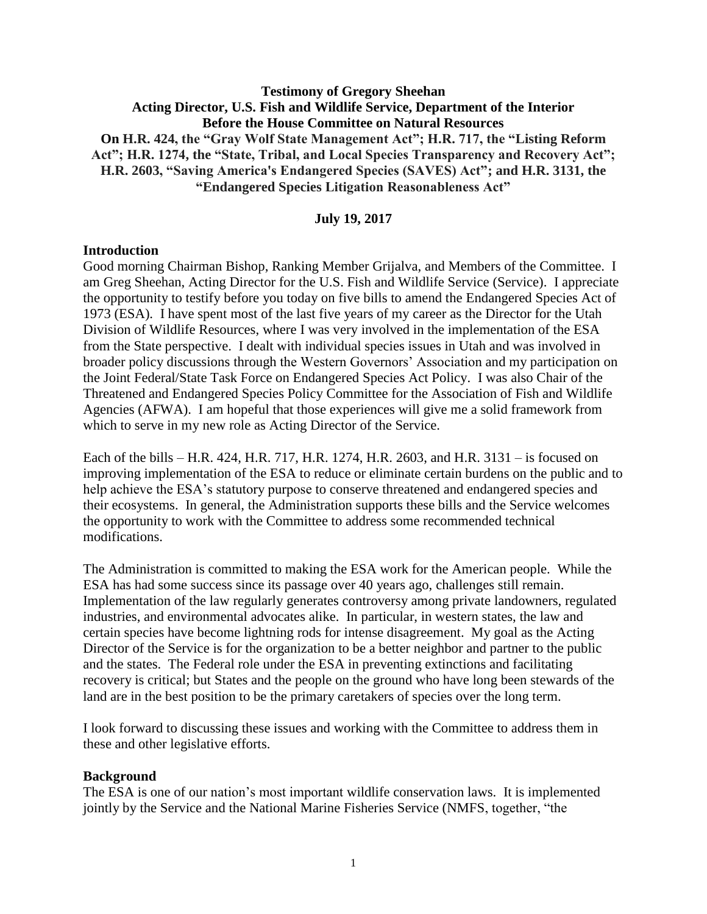**Testimony of Gregory Sheehan**
**Acting Director, U.S. Fish and Wildlife Service, Department of the Interior**
**Before the House Committee on Natural Resources**
**On H.R. 424, the "Gray Wolf State Management Act"; H.R. 717, the "Listing Reform Act"; H.R. 1274, the "State, Tribal, and Local Species Transparency and Recovery Act"; H.R. 2603, "Saving America's Endangered Species (SAVES) Act"; and H.R. 3131, the "Endangered Species Litigation Reasonableness Act"**

**July 19, 2017**

## Introduction

Good morning Chairman Bishop, Ranking Member Grijalva, and Members of the Committee. I am Greg Sheehan, Acting Director for the U.S. Fish and Wildlife Service (Service). I appreciate the opportunity to testify before you today on five bills to amend the Endangered Species Act of 1973 (ESA). I have spent most of the last five years of my career as the Director for the Utah Division of Wildlife Resources, where I was very involved in the implementation of the ESA from the State perspective. I dealt with individual species issues in Utah and was involved in broader policy discussions through the Western Governors' Association and my participation on the Joint Federal/State Task Force on Endangered Species Act Policy. I was also Chair of the Threatened and Endangered Species Policy Committee for the Association of Fish and Wildlife Agencies (AFWA). I am hopeful that those experiences will give me a solid framework from which to serve in my new role as Acting Director of the Service.

Each of the bills – H.R. 424, H.R. 717, H.R. 1274, H.R. 2603, and H.R. 3131 – is focused on improving implementation of the ESA to reduce or eliminate certain burdens on the public and to help achieve the ESA's statutory purpose to conserve threatened and endangered species and their ecosystems. In general, the Administration supports these bills and the Service welcomes the opportunity to work with the Committee to address some recommended technical modifications.

The Administration is committed to making the ESA work for the American people. While the ESA has had some success since its passage over 40 years ago, challenges still remain. Implementation of the law regularly generates controversy among private landowners, regulated industries, and environmental advocates alike. In particular, in western states, the law and certain species have become lightning rods for intense disagreement. My goal as the Acting Director of the Service is for the organization to be a better neighbor and partner to the public and the states. The Federal role under the ESA in preventing extinctions and facilitating recovery is critical; but States and the people on the ground who have long been stewards of the land are in the best position to be the primary caretakers of species over the long term.

I look forward to discussing these issues and working with the Committee to address them in these and other legislative efforts.

## Background

The ESA is one of our nation's most important wildlife conservation laws. It is implemented jointly by the Service and the National Marine Fisheries Service (NMFS, together, "the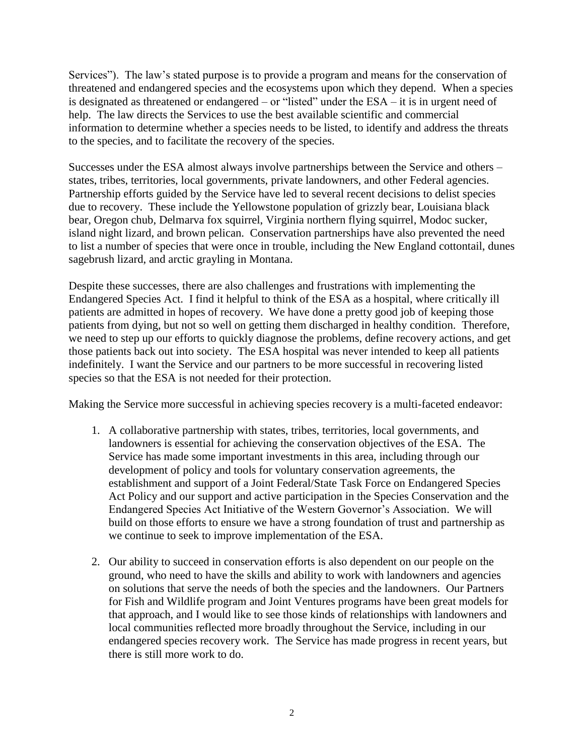Services"). The law's stated purpose is to provide a program and means for the conservation of threatened and endangered species and the ecosystems upon which they depend. When a species is designated as threatened or endangered – or "listed" under the ESA – it is in urgent need of help. The law directs the Services to use the best available scientific and commercial information to determine whether a species needs to be listed, to identify and address the threats to the species, and to facilitate the recovery of the species.

Successes under the ESA almost always involve partnerships between the Service and others – states, tribes, territories, local governments, private landowners, and other Federal agencies. Partnership efforts guided by the Service have led to several recent decisions to delist species due to recovery. These include the Yellowstone population of grizzly bear, Louisiana black bear, Oregon chub, Delmarva fox squirrel, Virginia northern flying squirrel, Modoc sucker, island night lizard, and brown pelican. Conservation partnerships have also prevented the need to list a number of species that were once in trouble, including the New England cottontail, dunes sagebrush lizard, and arctic grayling in Montana.

Despite these successes, there are also challenges and frustrations with implementing the Endangered Species Act. I find it helpful to think of the ESA as a hospital, where critically ill patients are admitted in hopes of recovery. We have done a pretty good job of keeping those patients from dying, but not so well on getting them discharged in healthy condition. Therefore, we need to step up our efforts to quickly diagnose the problems, define recovery actions, and get those patients back out into society. The ESA hospital was never intended to keep all patients indefinitely. I want the Service and our partners to be more successful in recovering listed species so that the ESA is not needed for their protection.

Making the Service more successful in achieving species recovery is a multi-faceted endeavor:

1. A collaborative partnership with states, tribes, territories, local governments, and landowners is essential for achieving the conservation objectives of the ESA. The Service has made some important investments in this area, including through our development of policy and tools for voluntary conservation agreements, the establishment and support of a Joint Federal/State Task Force on Endangered Species Act Policy and our support and active participation in the Species Conservation and the Endangered Species Act Initiative of the Western Governor's Association. We will build on those efforts to ensure we have a strong foundation of trust and partnership as we continue to seek to improve implementation of the ESA.

2. Our ability to succeed in conservation efforts is also dependent on our people on the ground, who need to have the skills and ability to work with landowners and agencies on solutions that serve the needs of both the species and the landowners. Our Partners for Fish and Wildlife program and Joint Ventures programs have been great models for that approach, and I would like to see those kinds of relationships with landowners and local communities reflected more broadly throughout the Service, including in our endangered species recovery work. The Service has made progress in recent years, but there is still more work to do.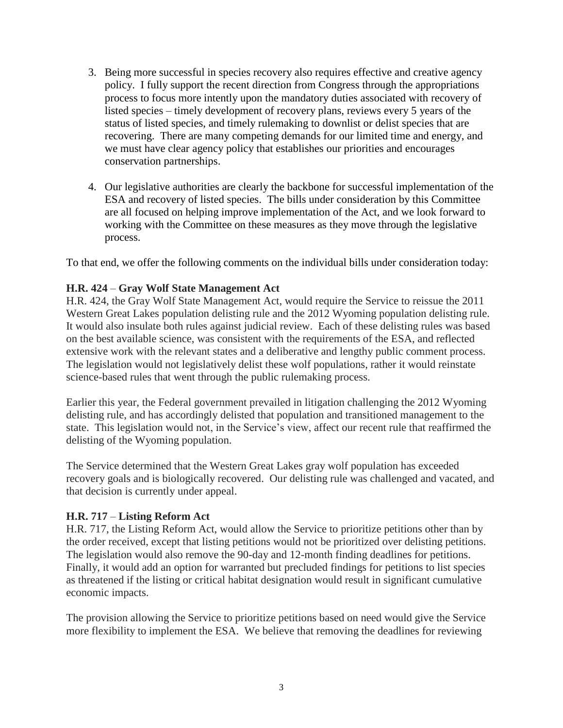3. Being more successful in species recovery also requires effective and creative agency policy. I fully support the recent direction from Congress through the appropriations process to focus more intently upon the mandatory duties associated with recovery of listed species – timely development of recovery plans, reviews every 5 years of the status of listed species, and timely rulemaking to downlist or delist species that are recovering. There are many competing demands for our limited time and energy, and we must have clear agency policy that establishes our priorities and encourages conservation partnerships.

4. Our legislative authorities are clearly the backbone for successful implementation of the ESA and recovery of listed species. The bills under consideration by this Committee are all focused on helping improve implementation of the Act, and we look forward to working with the Committee on these measures as they move through the legislative process.

To that end, we offer the following comments on the individual bills under consideration today:

**H.R. 424** – **Gray Wolf State Management Act**

H.R. 424, the Gray Wolf State Management Act, would require the Service to reissue the 2011 Western Great Lakes population delisting rule and the 2012 Wyoming population delisting rule. It would also insulate both rules against judicial review. Each of these delisting rules was based on the best available science, was consistent with the requirements of the ESA, and reflected extensive work with the relevant states and a deliberative and lengthy public comment process. The legislation would not legislatively delist these wolf populations, rather it would reinstate science-based rules that went through the public rulemaking process.

Earlier this year, the Federal government prevailed in litigation challenging the 2012 Wyoming delisting rule, and has accordingly delisted that population and transitioned management to the state. This legislation would not, in the Service's view, affect our recent rule that reaffirmed the delisting of the Wyoming population.

The Service determined that the Western Great Lakes gray wolf population has exceeded recovery goals and is biologically recovered. Our delisting rule was challenged and vacated, and that decision is currently under appeal.

**H.R. 717** – **Listing Reform Act**

H.R. 717, the Listing Reform Act, would allow the Service to prioritize petitions other than by the order received, except that listing petitions would not be prioritized over delisting petitions. The legislation would also remove the 90-day and 12-month finding deadlines for petitions. Finally, it would add an option for warranted but precluded findings for petitions to list species as threatened if the listing or critical habitat designation would result in significant cumulative economic impacts.

The provision allowing the Service to prioritize petitions based on need would give the Service more flexibility to implement the ESA. We believe that removing the deadlines for reviewing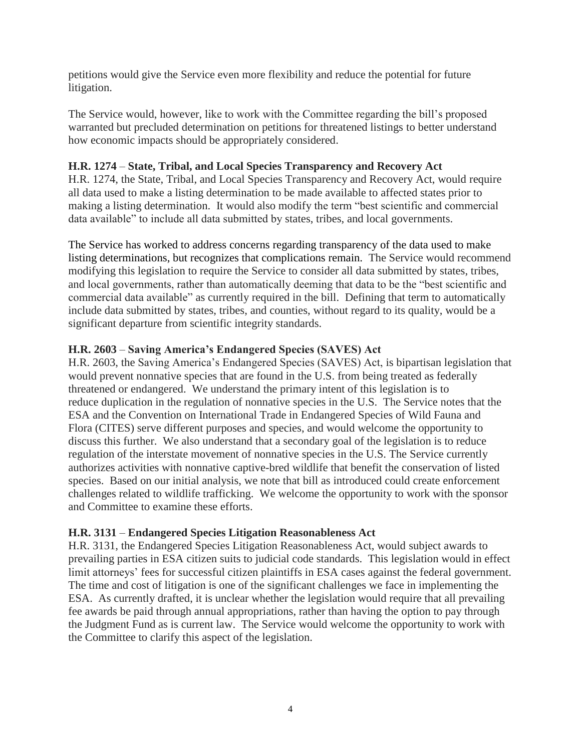petitions would give the Service even more flexibility and reduce the potential for future litigation.

The Service would, however, like to work with the Committee regarding the bill's proposed warranted but precluded determination on petitions for threatened listings to better understand how economic impacts should be appropriately considered.

**H.R. 1274 – State, Tribal, and Local Species Transparency and Recovery Act**
H.R. 1274, the State, Tribal, and Local Species Transparency and Recovery Act, would require all data used to make a listing determination to be made available to affected states prior to making a listing determination. It would also modify the term "best scientific and commercial data available" to include all data submitted by states, tribes, and local governments.

The Service has worked to address concerns regarding transparency of the data used to make listing determinations, but recognizes that complications remain. The Service would recommend modifying this legislation to require the Service to consider all data submitted by states, tribes, and local governments, rather than automatically deeming that data to be the "best scientific and commercial data available" as currently required in the bill. Defining that term to automatically include data submitted by states, tribes, and counties, without regard to its quality, would be a significant departure from scientific integrity standards.

**H.R. 2603 – Saving America's Endangered Species (SAVES) Act**
H.R. 2603, the Saving America's Endangered Species (SAVES) Act, is bipartisan legislation that would prevent nonnative species that are found in the U.S. from being treated as federally threatened or endangered. We understand the primary intent of this legislation is to reduce duplication in the regulation of nonnative species in the U.S. The Service notes that the ESA and the Convention on International Trade in Endangered Species of Wild Fauna and Flora (CITES) serve different purposes and species, and would welcome the opportunity to discuss this further. We also understand that a secondary goal of the legislation is to reduce regulation of the interstate movement of nonnative species in the U.S. The Service currently authorizes activities with nonnative captive-bred wildlife that benefit the conservation of listed species. Based on our initial analysis, we note that bill as introduced could create enforcement challenges related to wildlife trafficking. We welcome the opportunity to work with the sponsor and Committee to examine these efforts.

**H.R. 3131 – Endangered Species Litigation Reasonableness Act**
H.R. 3131, the Endangered Species Litigation Reasonableness Act, would subject awards to prevailing parties in ESA citizen suits to judicial code standards. This legislation would in effect limit attorneys' fees for successful citizen plaintiffs in ESA cases against the federal government. The time and cost of litigation is one of the significant challenges we face in implementing the ESA. As currently drafted, it is unclear whether the legislation would require that all prevailing fee awards be paid through annual appropriations, rather than having the option to pay through the Judgment Fund as is current law. The Service would welcome the opportunity to work with the Committee to clarify this aspect of the legislation.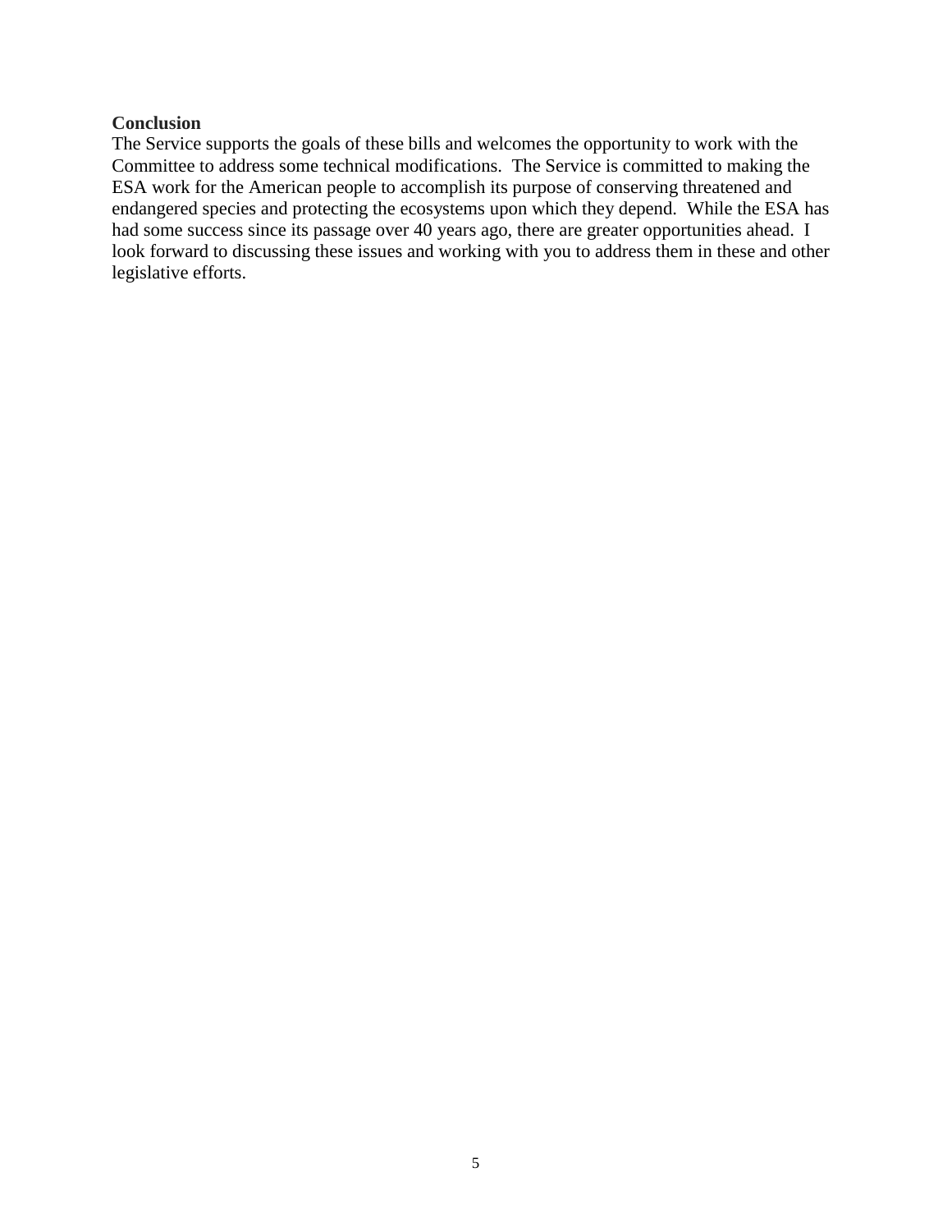**Conclusion**

The Service supports the goals of these bills and welcomes the opportunity to work with the Committee to address some technical modifications. The Service is committed to making the ESA work for the American people to accomplish its purpose of conserving threatened and endangered species and protecting the ecosystems upon which they depend. While the ESA has had some success since its passage over 40 years ago, there are greater opportunities ahead. I look forward to discussing these issues and working with you to address them in these and other legislative efforts.